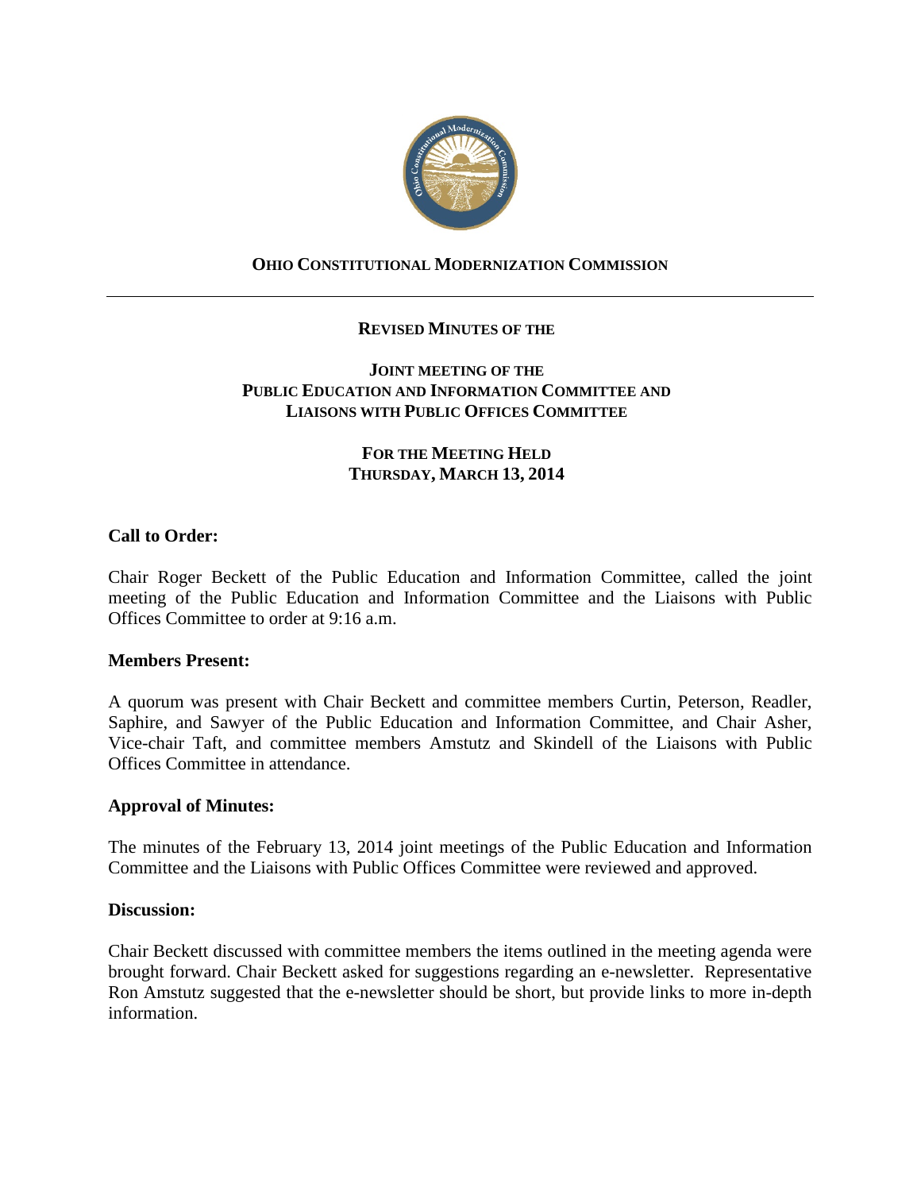**OHIO CONSTITUTIONAL MODERNIZATION COMMISSION**

---

**REVISED MINUTES OF THE**

**JOINT MEETING OF THE**
**PUBLIC EDUCATION AND INFORMATION COMMITTEE AND**
**LIAISONS WITH PUBLIC OFFICES COMMITTEE**

**FOR THE MEETING HELD**
**THURSDAY, MARCH 13, 2014**

**Call to Order:**

Chair Roger Beckett of the Public Education and Information Committee, called the joint meeting of the Public Education and Information Committee and the Liaisons with Public Offices Committee to order at 9:16 a.m.

**Members Present:**

A quorum was present with Chair Beckett and committee members Curtin, Peterson, Readler, Saphire, and Sawyer of the Public Education and Information Committee, and Chair Asher, Vice-chair Taft, and committee members Amstutz and Skindell of the Liaisons with Public Offices Committee in attendance.

**Approval of Minutes:**

The minutes of the February 13, 2014 joint meetings of the Public Education and Information Committee and the Liaisons with Public Offices Committee were reviewed and approved.

**Discussion:**

Chair Beckett discussed with committee members the items outlined in the meeting agenda were brought forward. Chair Beckett asked for suggestions regarding an e-newsletter. Representative Ron Amstutz suggested that the e-newsletter should be short, but provide links to more in-depth information.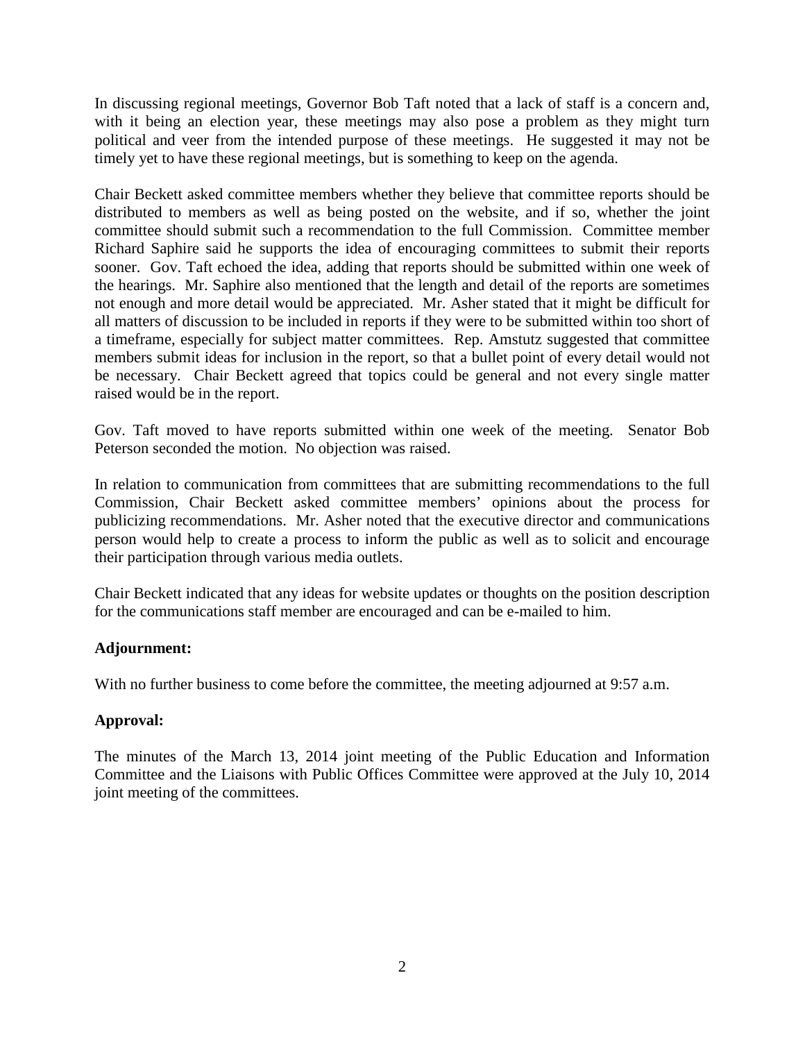In discussing regional meetings, Governor Bob Taft noted that a lack of staff is a concern and, with it being an election year, these meetings may also pose a problem as they might turn political and veer from the intended purpose of these meetings. He suggested it may not be timely yet to have these regional meetings, but is something to keep on the agenda.

Chair Beckett asked committee members whether they believe that committee reports should be distributed to members as well as being posted on the website, and if so, whether the joint committee should submit such a recommendation to the full Commission. Committee member Richard Saphire said he supports the idea of encouraging committees to submit their reports sooner. Gov. Taft echoed the idea, adding that reports should be submitted within one week of the hearings. Mr. Saphire also mentioned that the length and detail of the reports are sometimes not enough and more detail would be appreciated. Mr. Asher stated that it might be difficult for all matters of discussion to be included in reports if they were to be submitted within too short of a timeframe, especially for subject matter committees. Rep. Amstutz suggested that committee members submit ideas for inclusion in the report, so that a bullet point of every detail would not be necessary. Chair Beckett agreed that topics could be general and not every single matter raised would be in the report.

Gov. Taft moved to have reports submitted within one week of the meeting. Senator Bob Peterson seconded the motion. No objection was raised.

In relation to communication from committees that are submitting recommendations to the full Commission, Chair Beckett asked committee members' opinions about the process for publicizing recommendations. Mr. Asher noted that the executive director and communications person would help to create a process to inform the public as well as to solicit and encourage their participation through various media outlets.

Chair Beckett indicated that any ideas for website updates or thoughts on the position description for the communications staff member are encouraged and can be e-mailed to him.

**Adjournment:**

With no further business to come before the committee, the meeting adjourned at 9:57 a.m.

**Approval:**

The minutes of the March 13, 2014 joint meeting of the Public Education and Information Committee and the Liaisons with Public Offices Committee were approved at the July 10, 2014 joint meeting of the committees.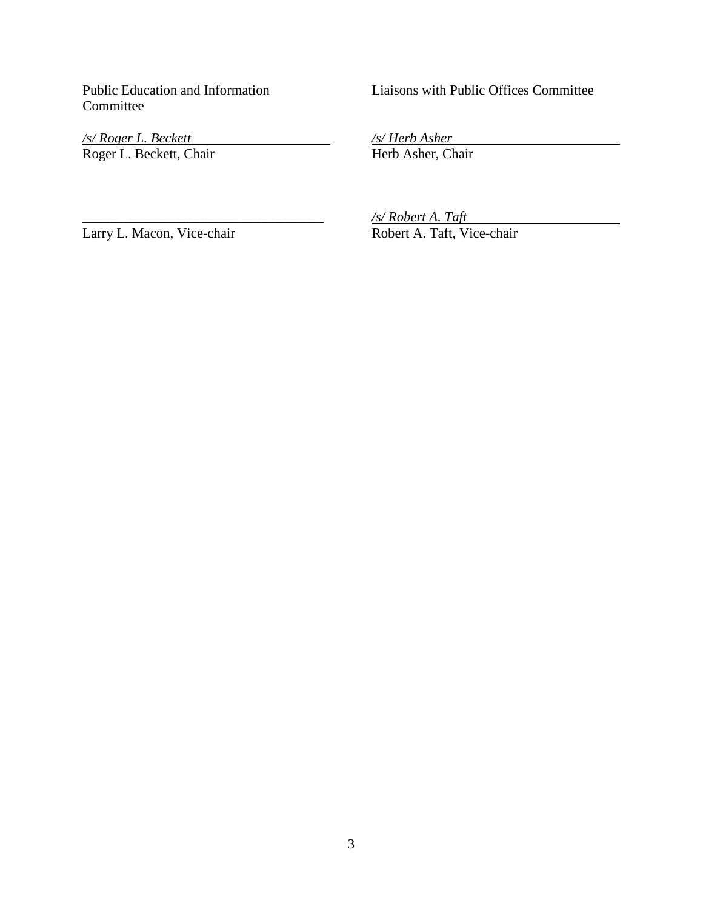Public Education and Information Committee

*/s/ Roger L. Beckett*
Roger L. Beckett, Chair

_________________________________
Larry L. Macon, Vice-chair

Liaisons with Public Offices Committee

*/s/ Herb Asher*
Herb Asher, Chair

*/s/ Robert A. Taft*
Robert A. Taft, Vice-chair